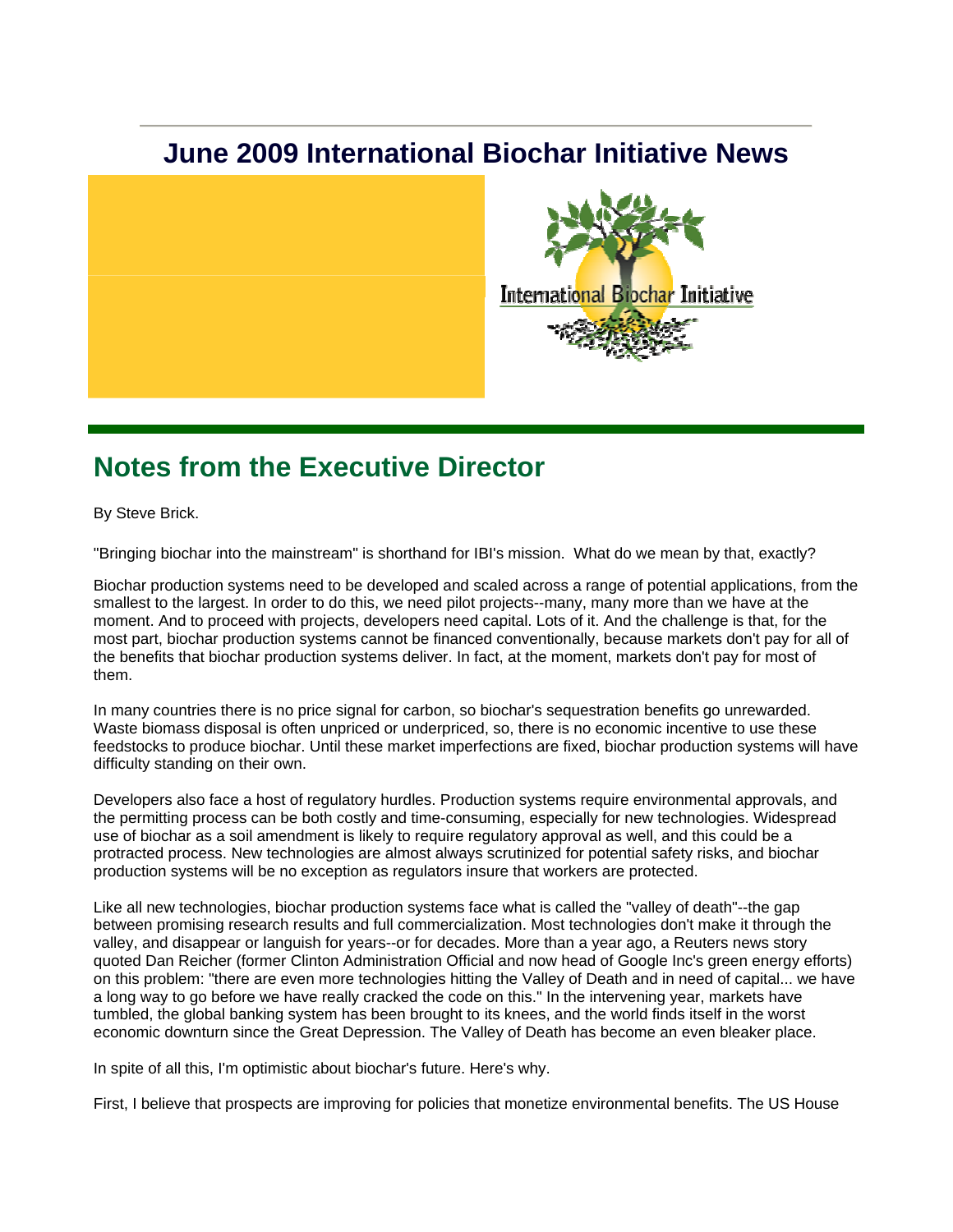# June 2009 International Biochar Initiative News

## Notes from the Executive Director

By Steve Brick.

"Bringing biochar into the mainstream" is shorthand for IBI's mission. What do we mean by that, exactly?

Biochar production systems need to be developed and scaled across a range of potential applications, from the smallest to the largest. In order to do this, we need pilot projects--many, many more than we have at the moment. And to proceed with projects, developers need capital. Lots of it. And the challenge is that, for the most part, biochar production systems cannot be financed conventionally, because markets don't pay for all of the benefits that biochar production systems deliver. In fact, at the moment, markets don't pay for most of them.

In many countries there is no price signal for carbon, so biochar's sequestration benefits go unrewarded. Waste biomass disposal is often unpriced or underpriced, so, there is no economic incentive to use these feedstocks to produce biochar. Until these market imperfections are fixed, biochar production systems will have difficulty standing on their own.

Developers also face a host of regulatory hurdles. Production systems require environmental approvals, and the permitting process can be both costly and time-consuming, especially for new technologies. Widespread use of biochar as a soil amendment is likely to require regulatory approval as well, and this could be a protracted process. New technologies are almost always scrutinized for potential safety risks, and biochar production systems will be no exception as regulators insure that workers are protected.

Like all new technologies, biochar production systems face what is called the "valley of death"--the gap between promising research results and full commercialization. Most technologies don't make it through the valley, and disappear or languish for years--or for decades. More than a year ago, a Reuters news story quoted Dan Reicher (former Clinton Administration Official and now head of Google Inc's green energy efforts) on this problem: "there are even more technologies hitting the Valley of Death and in need of capital... we have a long way to go before we have really cracked the code on this." In the intervening year, markets have tumbled, the global banking system has been brought to its knees, and the world finds itself in the worst economic downturn since the Great Depression. The Valley of Death has become an even bleaker place.

In spite of all this, I'm optimistic about biochar's future. Here's why.

First, I believe that prospects are improving for policies that monetize environmental benefits. The US House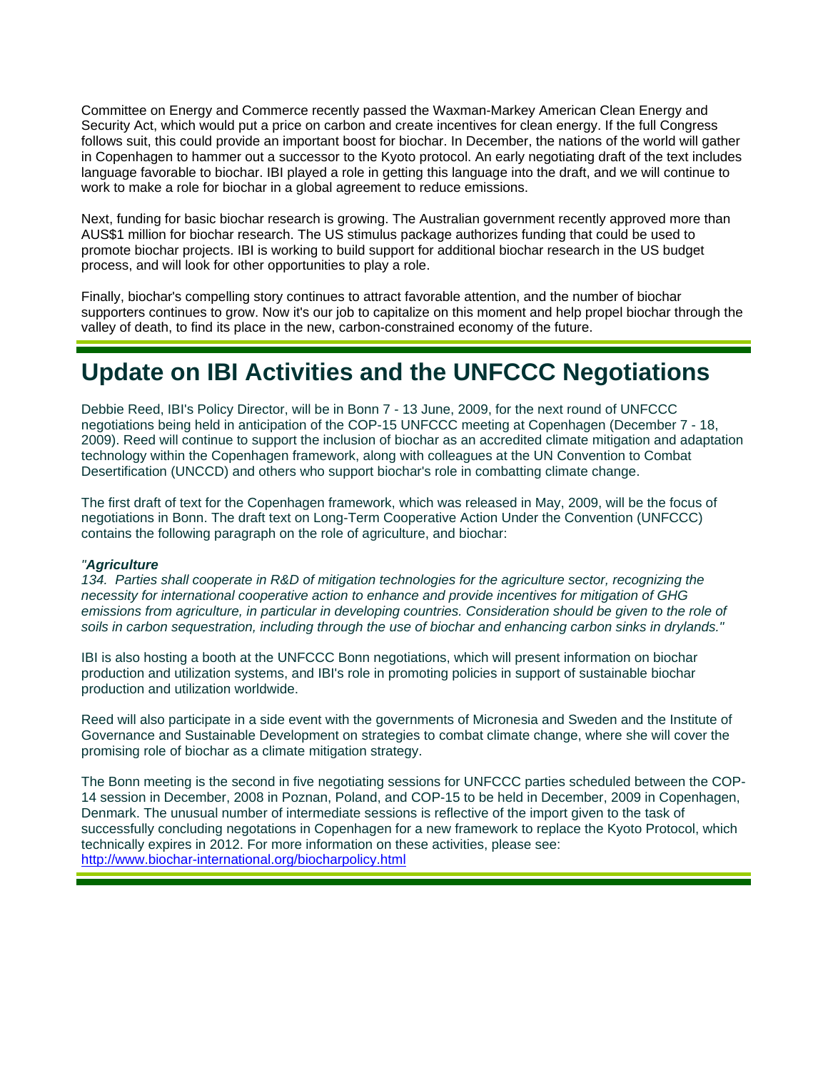Committee on Energy and Commerce recently passed the Waxman-Markey American Clean Energy and Security Act, which would put a price on carbon and create incentives for clean energy. If the full Congress follows suit, this could provide an important boost for biochar. In December, the nations of the world will gather in Copenhagen to hammer out a successor to the Kyoto protocol. An early negotiating draft of the text includes language favorable to biochar. IBI played a role in getting this language into the draft, and we will continue to work to make a role for biochar in a global agreement to reduce emissions.

Next, funding for basic biochar research is growing. The Australian government recently approved more than AUS$1 million for biochar research. The US stimulus package authorizes funding that could be used to promote biochar projects. IBI is working to build support for additional biochar research in the US budget process, and will look for other opportunities to play a role.

Finally, biochar's compelling story continues to attract favorable attention, and the number of biochar supporters continues to grow. Now it's our job to capitalize on this moment and help propel biochar through the valley of death, to find its place in the new, carbon-constrained economy of the future.

# Update on IBI Activities and the UNFCCC Negotiations

Debbie Reed, IBI's Policy Director, will be in Bonn 7 - 13 June, 2009, for the next round of UNFCCC negotiations being held in anticipation of the COP-15 UNFCCC meeting at Copenhagen (December 7 - 18, 2009). Reed will continue to support the inclusion of biochar as an accredited climate mitigation and adaptation technology within the Copenhagen framework, along with colleagues at the UN Convention to Combat Desertification (UNCCD) and others who support biochar's role in combatting climate change.

The first draft of text for the Copenhagen framework, which was released in May, 2009, will be the focus of negotiations in Bonn. The draft text on Long-Term Cooperative Action Under the Convention (UNFCCC) contains the following paragraph on the role of agriculture, and biochar:

*"**Agriculture***
*134. Parties shall cooperate in R&D of mitigation technologies for the agriculture sector, recognizing the necessity for international cooperative action to enhance and provide incentives for mitigation of GHG emissions from agriculture, in particular in developing countries. Consideration should be given to the role of soils in carbon sequestration, including through the use of biochar and enhancing carbon sinks in drylands."*

IBI is also hosting a booth at the UNFCCC Bonn negotiations, which will present information on biochar production and utilization systems, and IBI's role in promoting policies in support of sustainable biochar production and utilization worldwide.

Reed will also participate in a side event with the governments of Micronesia and Sweden and the Institute of Governance and Sustainable Development on strategies to combat climate change, where she will cover the promising role of biochar as a climate mitigation strategy.

The Bonn meeting is the second in five negotiating sessions for UNFCCC parties scheduled between the COP-14 session in December, 2008 in Poznan, Poland, and COP-15 to be held in December, 2009 in Copenhagen, Denmark. The unusual number of intermediate sessions is reflective of the import given to the task of successfully concluding negotations in Copenhagen for a new framework to replace the Kyoto Protocol, which technically expires in 2012. For more information on these activities, please see: http://www.biochar-international.org/biocharpolicy.html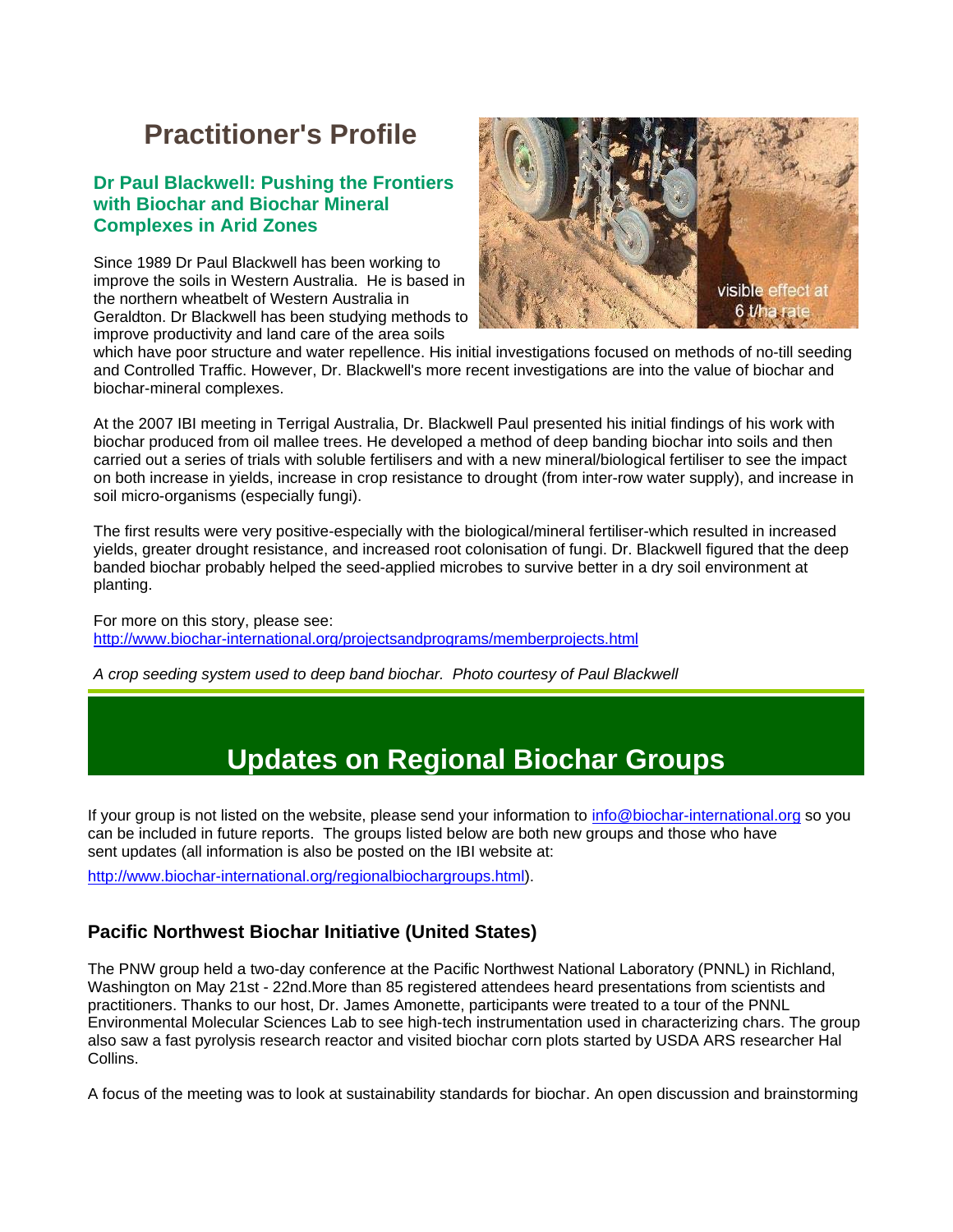# Practitioner's Profile

### Dr Paul Blackwell: Pushing the Frontiers with Biochar and Biochar Mineral Complexes in Arid Zones

Since 1989 Dr Paul Blackwell has been working to improve the soils in Western Australia. He is based in the northern wheatbelt of Western Australia in Geraldton. Dr Blackwell has been studying methods to improve productivity and land care of the area soils which have poor structure and water repellence. His initial investigations focused on methods of no-till seeding and Controlled Traffic. However, Dr. Blackwell's more recent investigations are into the value of biochar and biochar-mineral complexes.

At the 2007 IBI meeting in Terrigal Australia, Dr. Blackwell Paul presented his initial findings of his work with biochar produced from oil mallee trees. He developed a method of deep banding biochar into soils and then carried out a series of trials with soluble fertilisers and with a new mineral/biological fertiliser to see the impact on both increase in yields, increase in crop resistance to drought (from inter-row water supply), and increase in soil micro-organisms (especially fungi).

The first results were very positive-especially with the biological/mineral fertiliser-which resulted in increased yields, greater drought resistance, and increased root colonisation of fungi. Dr. Blackwell figured that the deep banded biochar probably helped the seed-applied microbes to survive better in a dry soil environment at planting.

For more on this story, please see:
http://www.biochar-international.org/projectsandprograms/memberprojects.html

*A crop seeding system used to deep band biochar. Photo courtesy of Paul Blackwell*

# Updates on Regional Biochar Groups

If your group is not listed on the website, please send your information to info@biochar-international.org so you can be included in future reports. The groups listed below are both new groups and those who have sent updates (all information is also be posted on the IBI website at:

http://www.biochar-international.org/regionalbiochargroups.html).

### Pacific Northwest Biochar Initiative (United States)

The PNW group held a two-day conference at the Pacific Northwest National Laboratory (PNNL) in Richland, Washington on May 21st - 22nd.More than 85 registered attendees heard presentations from scientists and practitioners. Thanks to our host, Dr. James Amonette, participants were treated to a tour of the PNNL Environmental Molecular Sciences Lab to see high-tech instrumentation used in characterizing chars. The group also saw a fast pyrolysis research reactor and visited biochar corn plots started by USDA ARS researcher Hal Collins.

A focus of the meeting was to look at sustainability standards for biochar. An open discussion and brainstorming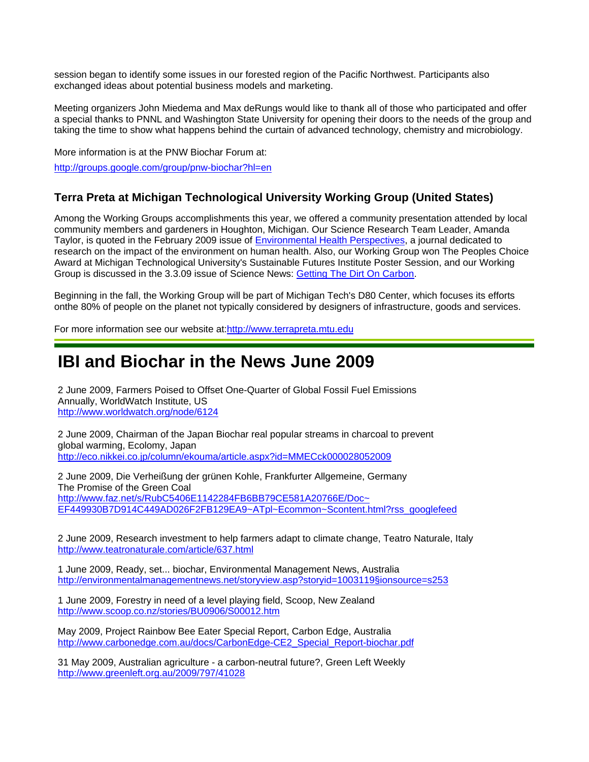session began to identify some issues in our forested region of the Pacific Northwest. Participants also exchanged ideas about potential business models and marketing.

Meeting organizers John Miedema and Max deRungs would like to thank all of those who participated and offer a special thanks to PNNL and Washington State University for opening their doors to the needs of the group and taking the time to show what happens behind the curtain of advanced technology, chemistry and microbiology.

More information is at the PNW Biochar Forum at:

http://groups.google.com/group/pnw-biochar?hl=en

### Terra Preta at Michigan Technological University Working Group (United States)

Among the Working Groups accomplishments this year, we offered a community presentation attended by local community members and gardeners in Houghton, Michigan. Our Science Research Team Leader, Amanda Taylor, is quoted in the February 2009 issue of Environmental Health Perspectives, a journal dedicated to research on the impact of the environment on human health. Also, our Working Group won The Peoples Choice Award at Michigan Technological University's Sustainable Futures Institute Poster Session, and our Working Group is discussed in the 3.3.09 issue of Science News: Getting The Dirt On Carbon.

Beginning in the fall, the Working Group will be part of Michigan Tech's D80 Center, which focuses its efforts onthe 80% of people on the planet not typically considered by designers of infrastructure, goods and services.

For more information see our website at:http://www.terrapreta.mtu.edu

# IBI and Biochar in the News June 2009

2 June 2009, Farmers Poised to Offset One-Quarter of Global Fossil Fuel Emissions Annually, WorldWatch Institute, US
http://www.worldwatch.org/node/6124

2 June 2009, Chairman of the Japan Biochar real popular streams in charcoal to prevent global warming, Ecolomy, Japan
http://eco.nikkei.co.jp/column/ekouma/article.aspx?id=MMECck000028052009

2 June 2009, Die Verheißung der grünen Kohle, Frankfurter Allgemeine, Germany
The Promise of the Green Coal
http://www.faz.net/s/RubC5406E1142284FB6BB79CE581A20766E/Doc~EF449930B7D914C449AD026F2FB129EA9~ATpl~Ecommon~Scontent.html?rss_googlefeed

2 June 2009, Research investment to help farmers adapt to climate change, Teatro Naturale, Italy
http://www.teatronaturale.com/article/637.html

1 June 2009, Ready, set... biochar, Environmental Management News, Australia
http://environmentalmanagementnews.net/storyview.asp?storyid=1003119§ionsource=s253

1 June 2009, Forestry in need of a level playing field, Scoop, New Zealand
http://www.scoop.co.nz/stories/BU0906/S00012.htm

May 2009, Project Rainbow Bee Eater Special Report, Carbon Edge, Australia
http://www.carbonedge.com.au/docs/CarbonEdge-CE2_Special_Report-biochar.pdf

31 May 2009, Australian agriculture - a carbon-neutral future?, Green Left Weekly
http://www.greenleft.org.au/2009/797/41028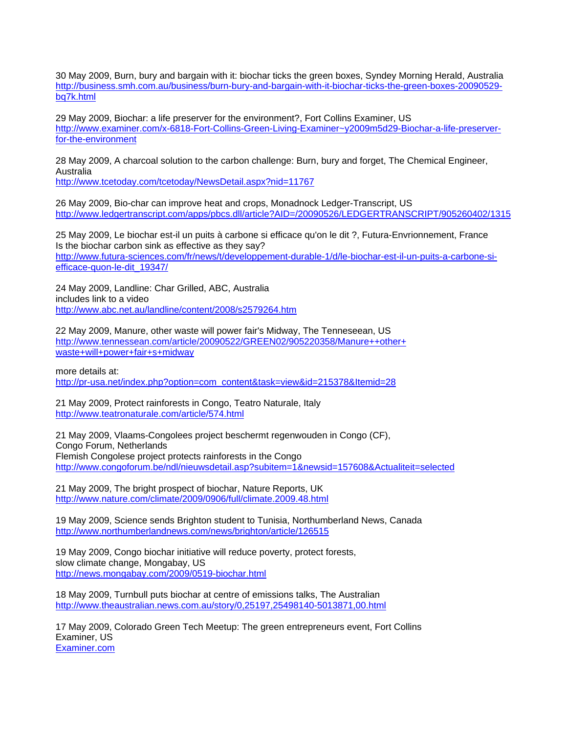30 May 2009, Burn, bury and bargain with it: biochar ticks the green boxes, Syndey Morning Herald, Australia
http://business.smh.com.au/business/burn-bury-and-bargain-with-it-biochar-ticks-the-green-boxes-20090529-bq7k.html

29 May 2009, Biochar: a life preserver for the environment?, Fort Collins Examiner, US
http://www.examiner.com/x-6818-Fort-Collins-Green-Living-Examiner~y2009m5d29-Biochar-a-life-preserver-for-the-environment

28 May 2009, A charcoal solution to the carbon challenge: Burn, bury and forget, The Chemical Engineer, Australia
http://www.tcetoday.com/tcetoday/NewsDetail.aspx?nid=11767

26 May 2009, Bio-char can improve heat and crops, Monadnock Ledger-Transcript, US
http://www.ledgertranscript.com/apps/pbcs.dll/article?AID=/20090526/LEDGERTRANSCRIPT/905260402/1315

25 May 2009, Le biochar est-il un puits à carbone si efficace qu'on le dit ?, Futura-Envrionnement, France
Is the biochar carbon sink as effective as they say?
http://www.futura-sciences.com/fr/news/t/developpement-durable-1/d/le-biochar-est-il-un-puits-a-carbone-si-efficace-quon-le-dit_19347/

24 May 2009, Landline: Char Grilled, ABC, Australia
includes link to a video
http://www.abc.net.au/landline/content/2008/s2579264.htm

22 May 2009, Manure, other waste will power fair's Midway, The Tenneseean, US
http://www.tennessean.com/article/20090522/GREEN02/905220358/Manure++other+waste+will+power+fair+s+midway

more details at:
http://pr-usa.net/index.php?option=com_content&task=view&id=215378&Itemid=28

21 May 2009, Protect rainforests in Congo, Teatro Naturale, Italy
http://www.teatronaturale.com/article/574.html

21 May 2009, Vlaams-Congolees project beschermt regenwouden in Congo (CF),
Congo Forum, Netherlands
Flemish Congolese project protects rainforests in the Congo
http://www.congoforum.be/ndl/nieuwsdetail.asp?subitem=1&newsid=157608&Actualiteit=selected

21 May 2009, The bright prospect of biochar, Nature Reports, UK
http://www.nature.com/climate/2009/0906/full/climate.2009.48.html

19 May 2009, Science sends Brighton student to Tunisia, Northumberland News, Canada
http://www.northumberlandnews.com/news/brighton/article/126515

19 May 2009, Congo biochar initiative will reduce poverty, protect forests,
slow climate change, Mongabay, US
http://news.mongabay.com/2009/0519-biochar.html

18 May 2009, Turnbull puts biochar at centre of emissions talks, The Australian
http://www.theaustralian.news.com.au/story/0,25197,25498140-5013871,00.html

17 May 2009, Colorado Green Tech Meetup: The green entrepreneurs event, Fort Collins Examiner, US
Examiner.com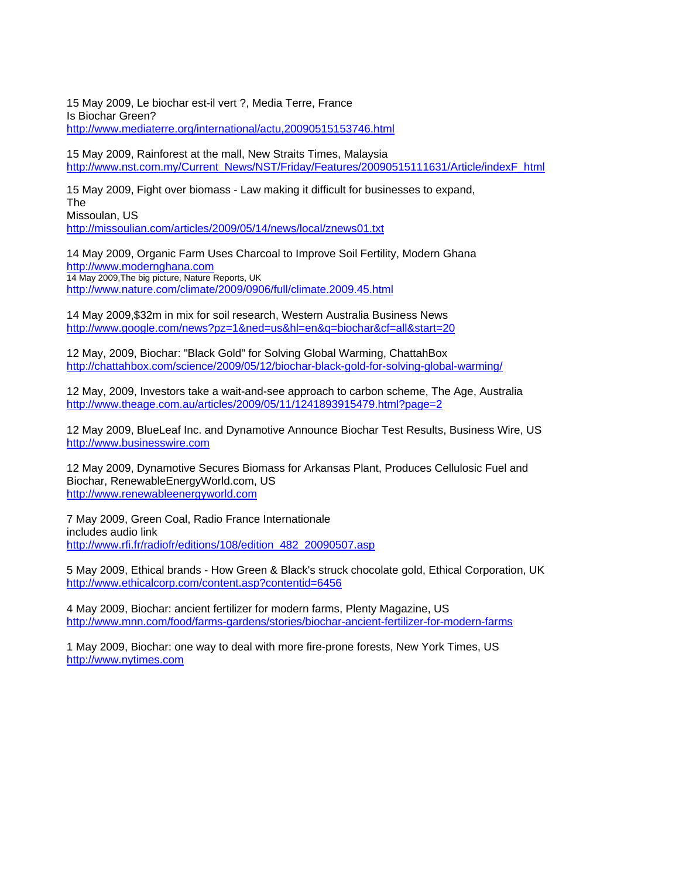15 May 2009, Le biochar est-il vert ?, Media Terre, France
Is Biochar Green?
http://www.mediaterre.org/international/actu,20090515153746.html

15 May 2009, Rainforest at the mall, New Straits Times, Malaysia
http://www.nst.com.my/Current_News/NST/Friday/Features/20090515111631/Article/indexF_html

15 May 2009, Fight over biomass - Law making it difficult for businesses to expand, The
Missoulan, US
http://missoulian.com/articles/2009/05/14/news/local/znews01.txt

14 May 2009, Organic Farm Uses Charcoal to Improve Soil Fertility, Modern Ghana
http://www.modernghana.com
14 May 2009,The big picture, Nature Reports, UK
http://www.nature.com/climate/2009/0906/full/climate.2009.45.html

14 May 2009,$32m in mix for soil research, Western Australia Business News
http://www.google.com/news?pz=1&ned=us&hl=en&q=biochar&cf=all&start=20

12 May, 2009, Biochar: "Black Gold" for Solving Global Warming, ChattahBox
http://chattahbox.com/science/2009/05/12/biochar-black-gold-for-solving-global-warming/

12 May, 2009, Investors take a wait-and-see approach to carbon scheme, The Age, Australia
http://www.theage.com.au/articles/2009/05/11/1241893915479.html?page=2

12 May 2009, BlueLeaf Inc. and Dynamotive Announce Biochar Test Results, Business Wire, US
http://www.businesswire.com

12 May 2009, Dynamotive Secures Biomass for Arkansas Plant, Produces Cellulosic Fuel and Biochar, RenewableEnergyWorld.com, US
http://www.renewableenergyworld.com

7 May 2009, Green Coal, Radio France Internationale
includes audio link
http://www.rfi.fr/radiofr/editions/108/edition_482_20090507.asp

5 May 2009, Ethical brands - How Green & Black's struck chocolate gold, Ethical Corporation, UK
http://www.ethicalcorp.com/content.asp?contentid=6456

4 May 2009, Biochar: ancient fertilizer for modern farms, Plenty Magazine, US
http://www.mnn.com/food/farms-gardens/stories/biochar-ancient-fertilizer-for-modern-farms

1 May 2009, Biochar: one way to deal with more fire-prone forests, New York Times, US
http://www.nytimes.com